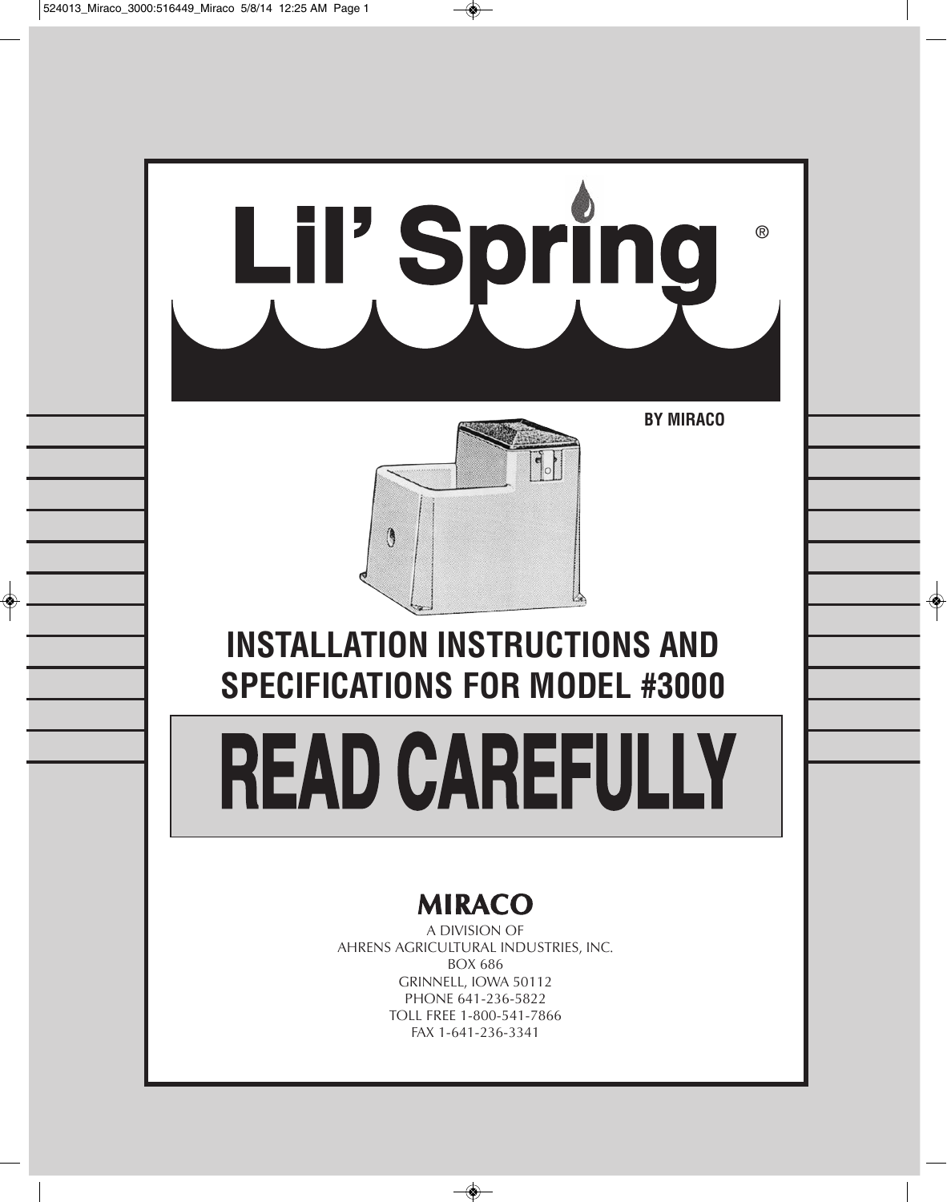# Lil' Spring®

**BY MIRACO**

## INSTALLATION INSTRUCTIONS AND SPECIFICATIONS FOR MODEL #3000

# READ CAREFULLY

**MIRACO**

A DIVISION OF
AHRENS AGRICULTURAL INDUSTRIES, INC.
BOX 686
GRINNELL, IOWA 50112
PHONE 641-236-5822
TOLL FREE 1-800-541-7866
FAX 1-641-236-3341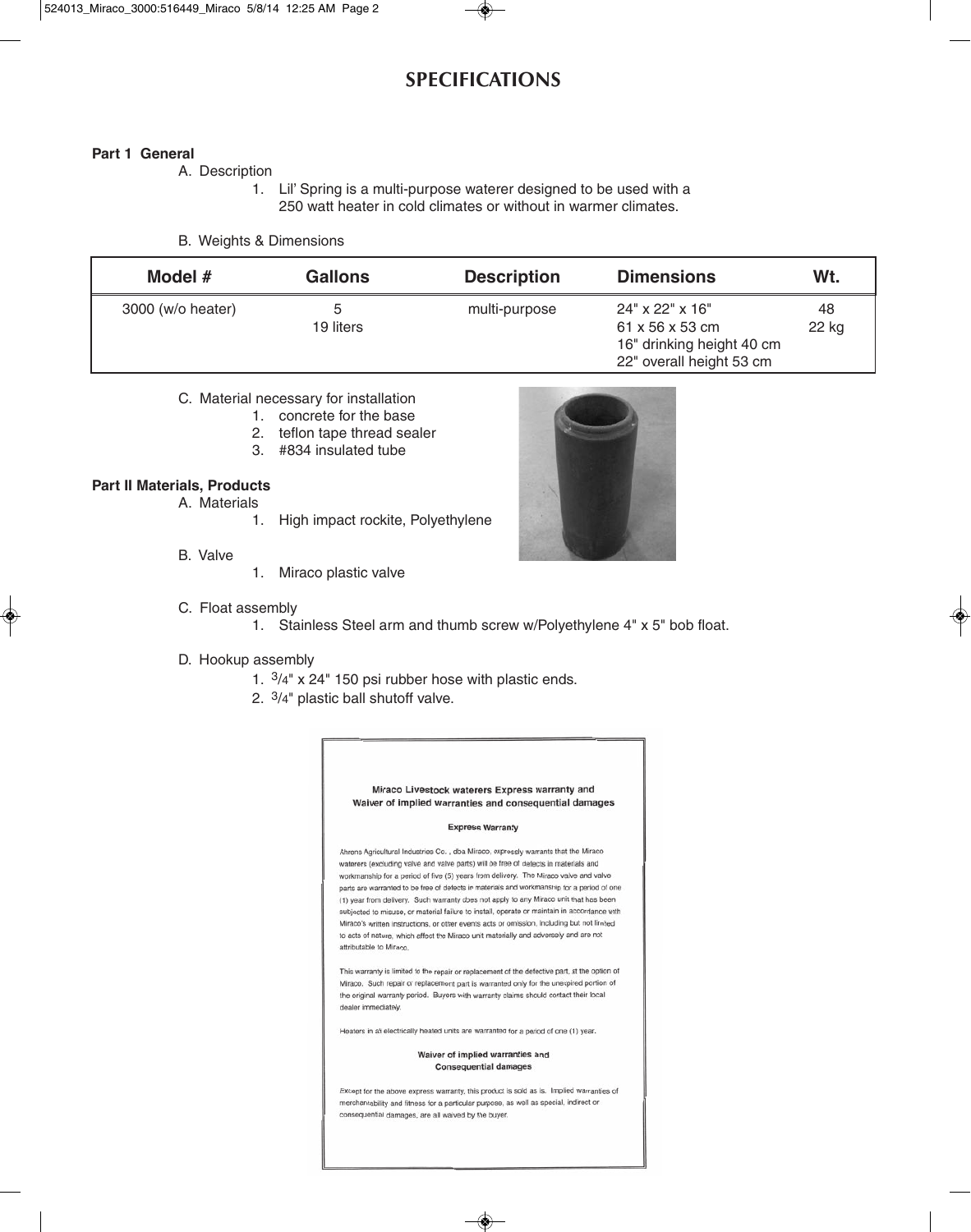# SPECIFICATIONS

**Part 1 General**

A. Description

1. Lil' Spring is a multi-purpose waterer designed to be used with a 250 watt heater in cold climates or without in warmer climates.

B. Weights & Dimensions

| Model # | Gallons | Description | Dimensions | Wt. |
|---|---|---|---|---|
| 3000 (w/o heater) | 5<br>19 liters | multi-purpose | 24" x 22" x 16"<br>61 x 56 x 53 cm<br>16" drinking height 40 cm<br>22" overall height 53 cm | 48<br>22 kg |

C. Material necessary for installation

1. concrete for the base
2. teflon tape thread sealer
3. #834 insulated tube

**Part II Materials, Products**

A. Materials

1. High impact rockite, Polyethylene

B. Valve

1. Miraco plastic valve

C. Float assembly

1. Stainless Steel arm and thumb screw w/Polyethylene 4" x 5" bob float.

D. Hookup assembly

1. 3/4" x 24" 150 psi rubber hose with plastic ends.
2. 3/4" plastic ball shutoff valve.

**Miraco Livestock waterers Express warranty and Waiver of implied warranties and consequential damages**

**Express Warranty**

Ahrens Agricultural Industries Co., dba Miraco, expressly warrants that the Miraco waterers (excluding valve and valve parts) will be free of defects in materials and workmanship for a period of five (5) years from delivery. The Miraco valve and valve parts are warranted to be free of defects in materials and workmanship for a period of one (1) year from delivery. Such warranty does not apply to any Miraco unit that has been subjected to misuse, or material failure to install, operate or maintain in accordance with Miraco's written instructions, or other events acts or omission, including but not limited to acts of nature, which effect the Miraco unit materially and adversely and are not attributable to Miraco.

This warranty is limited to the repair or replacement of the defective part, at the option of Miraco. Such repair or replacement part is warranted only for the unexpired portion of the original warranty period. Buyers with warranty claims should contact their local dealer immediately.

Heaters in all electrically heated units are warranted for a period of one (1) year.

**Waiver of implied warranties and Consequential damages**

Except for the above express warranty, this product is sold as is. Implied warranties of merchantability and fitness for a particular purpose, as well as special, indirect or consequential damages, are all waived by the buyer.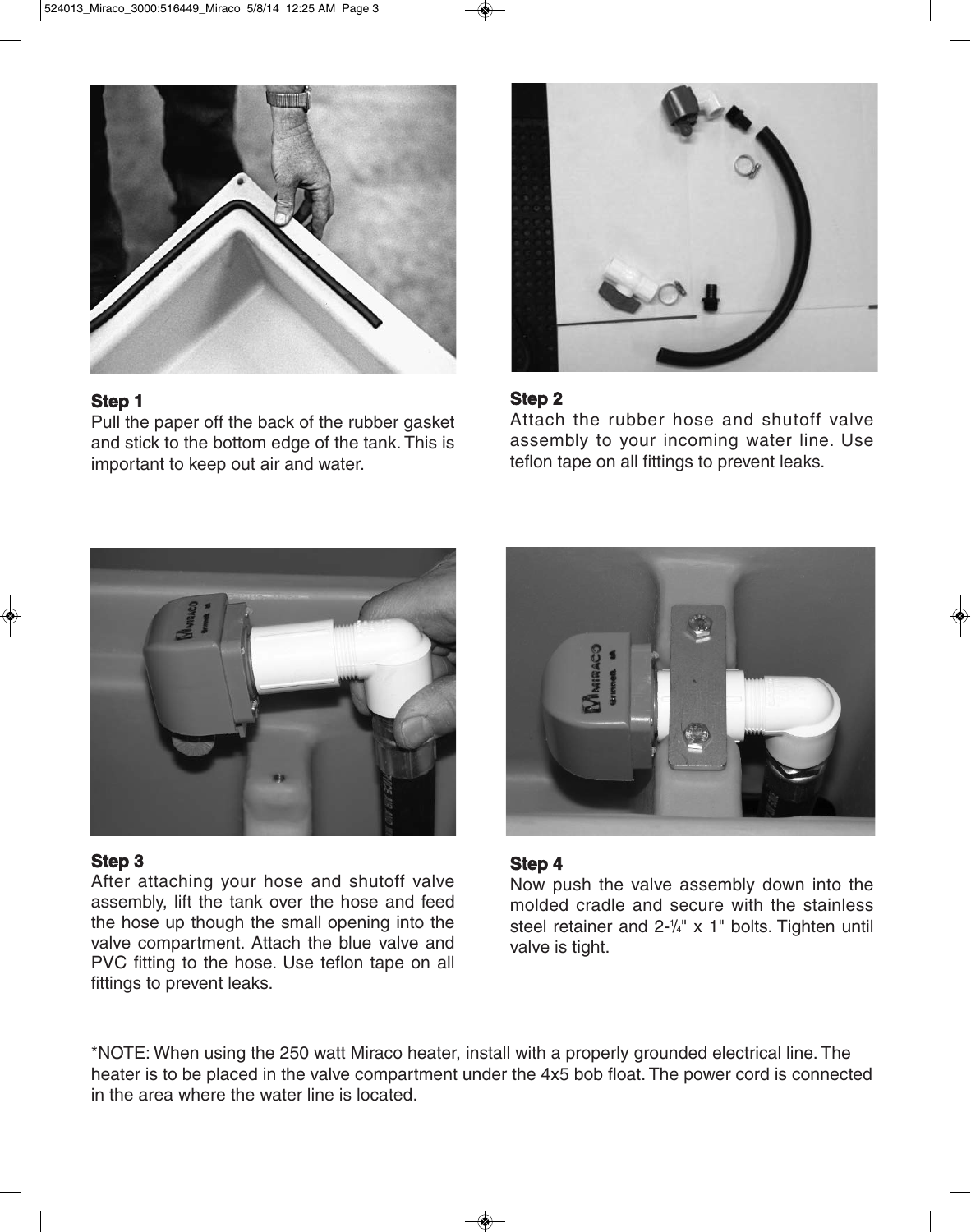**Step 1**

Pull the paper off the back of the rubber gasket and stick to the bottom edge of the tank. This is important to keep out air and water.

**Step 2**

Attach the rubber hose and shutoff valve assembly to your incoming water line. Use teflon tape on all fittings to prevent leaks.

**Step 3**

After attaching your hose and shutoff valve assembly, lift the tank over the hose and feed the hose up though the small opening into the valve compartment. Attach the blue valve and PVC fitting to the hose. Use teflon tape on all fittings to prevent leaks.

**Step 4**

Now push the valve assembly down into the molded cradle and secure with the stainless steel retainer and 2-¼" x 1" bolts. Tighten until valve is tight.

*NOTE: When using the 250 watt Miraco heater, install with a properly grounded electrical line. The heater is to be placed in the valve compartment under the 4x5 bob float. The power cord is connected in the area where the water line is located.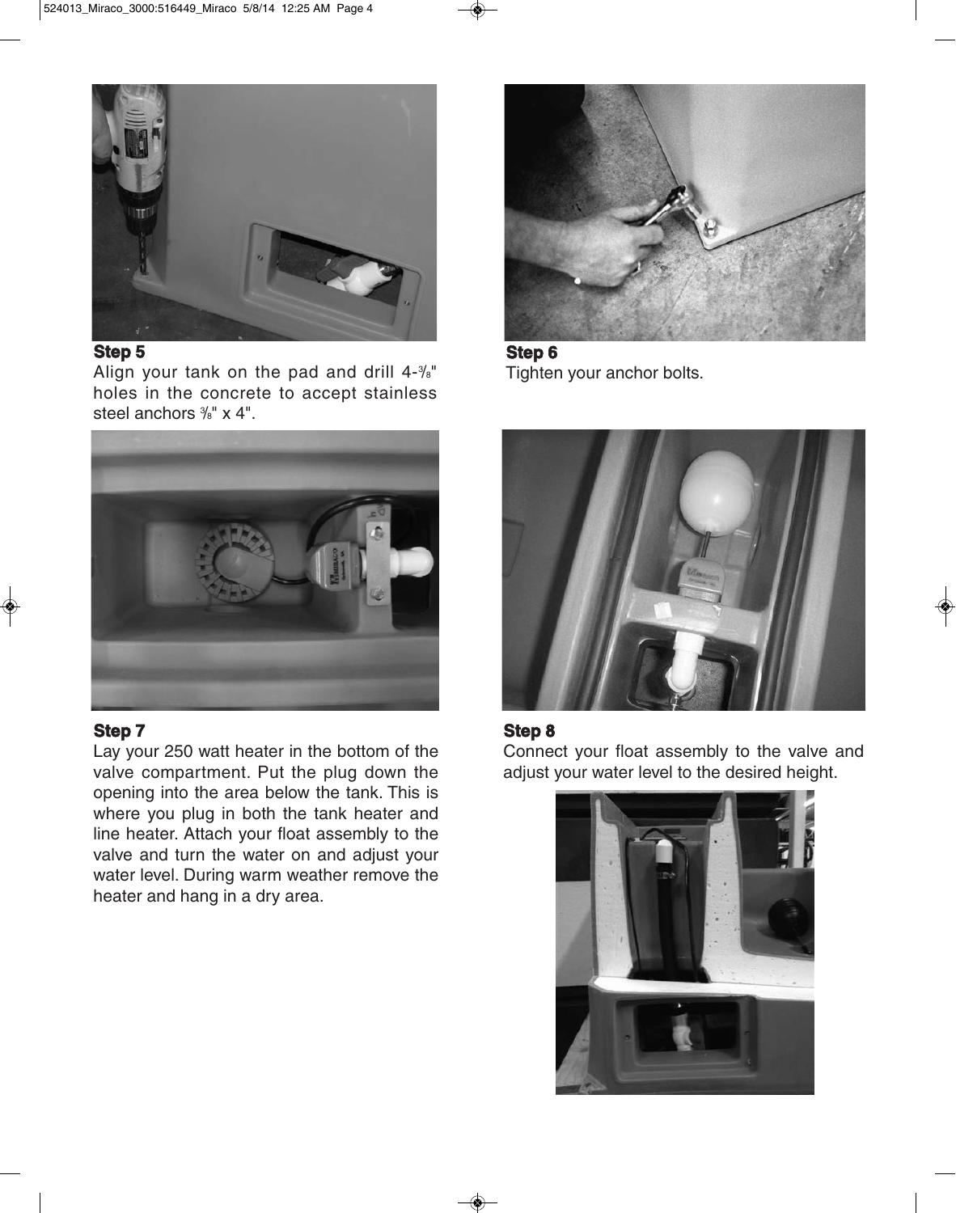**Step 5**

Align your tank on the pad and drill 4-3/8" holes in the concrete to accept stainless steel anchors 3/8" x 4".

**Step 6**

Tighten your anchor bolts.

**Step 7**

Lay your 250 watt heater in the bottom of the valve compartment. Put the plug down the opening into the area below the tank. This is where you plug in both the tank heater and line heater. Attach your float assembly to the valve and turn the water on and adjust your water level. During warm weather remove the heater and hang in a dry area.

**Step 8**

Connect your float assembly to the valve and adjust your water level to the desired height.